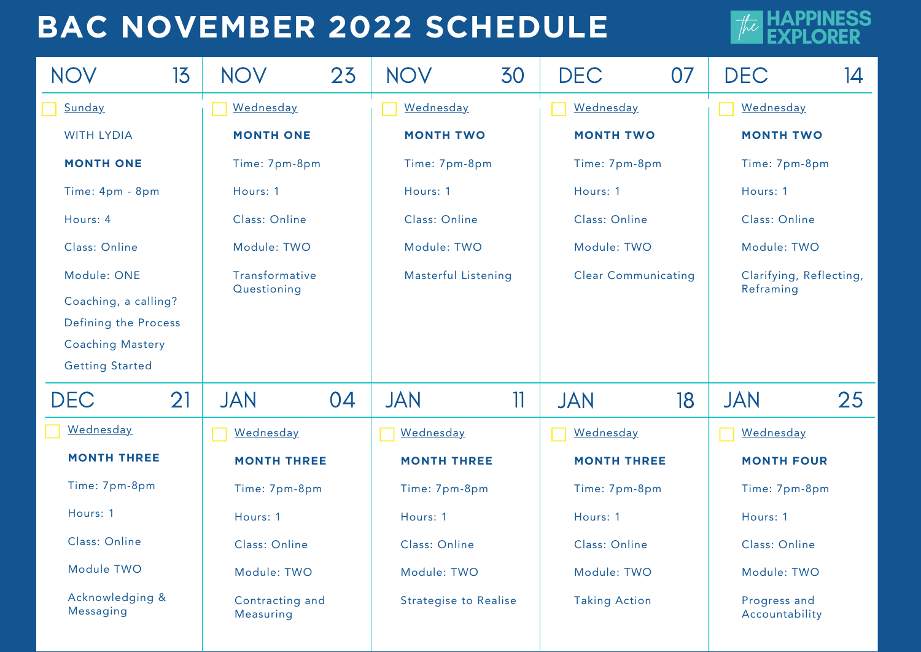# BAC NOVEMBER 2022 SCHEDULE

THE HAPPINESS EXPLORER

| NOV 13 | NOV 23 | NOV 30 | DEC 07 | DEC 14 |
|---|---|---|---|---|
| Sunday | Wednesday | Wednesday | Wednesday | Wednesday |
| WITH LYDIA | **MONTH ONE** | **MONTH TWO** | **MONTH TWO** | **MONTH TWO** |
| **MONTH ONE** | Time: 7pm-8pm | Time: 7pm-8pm | Time: 7pm-8pm | Time: 7pm-8pm |
| Time: 4pm - 8pm | Hours: 1 | Hours: 1 | Hours: 1 | Hours: 1 |
| Hours: 4 | Class: Online | Class: Online | Class: Online | Class: Online |
| Class: Online | Module: TWO | Module: TWO | Module: TWO | Module: TWO |
| Module: ONE | Transformative Questioning | Masterful Listening | Clear Communicating | Clarifying, Reflecting, Reframing |
| Coaching, a calling? Defining the Process Coaching Mastery Getting Started | | | | |

| DEC 21 | JAN 04 | JAN 11 | JAN 18 | JAN 25 |
|---|---|---|---|---|
| Wednesday | Wednesday | Wednesday | Wednesday | Wednesday |
| **MONTH THREE** | **MONTH THREE** | **MONTH THREE** | **MONTH THREE** | **MONTH FOUR** |
| Time: 7pm-8pm | Time: 7pm-8pm | Time: 7pm-8pm | Time: 7pm-8pm | Time: 7pm-8pm |
| Hours: 1 | Hours: 1 | Hours: 1 | Hours: 1 | Hours: 1 |
| Class: Online | Class: Online | Class: Online | Class: Online | Class: Online |
| Module TWO | Module: TWO | Module: TWO | Module: TWO | Module: TWO |
| Acknowledging & Messaging | Contracting and Measuring | Strategise to Realise | Taking Action | Progress and Accountability |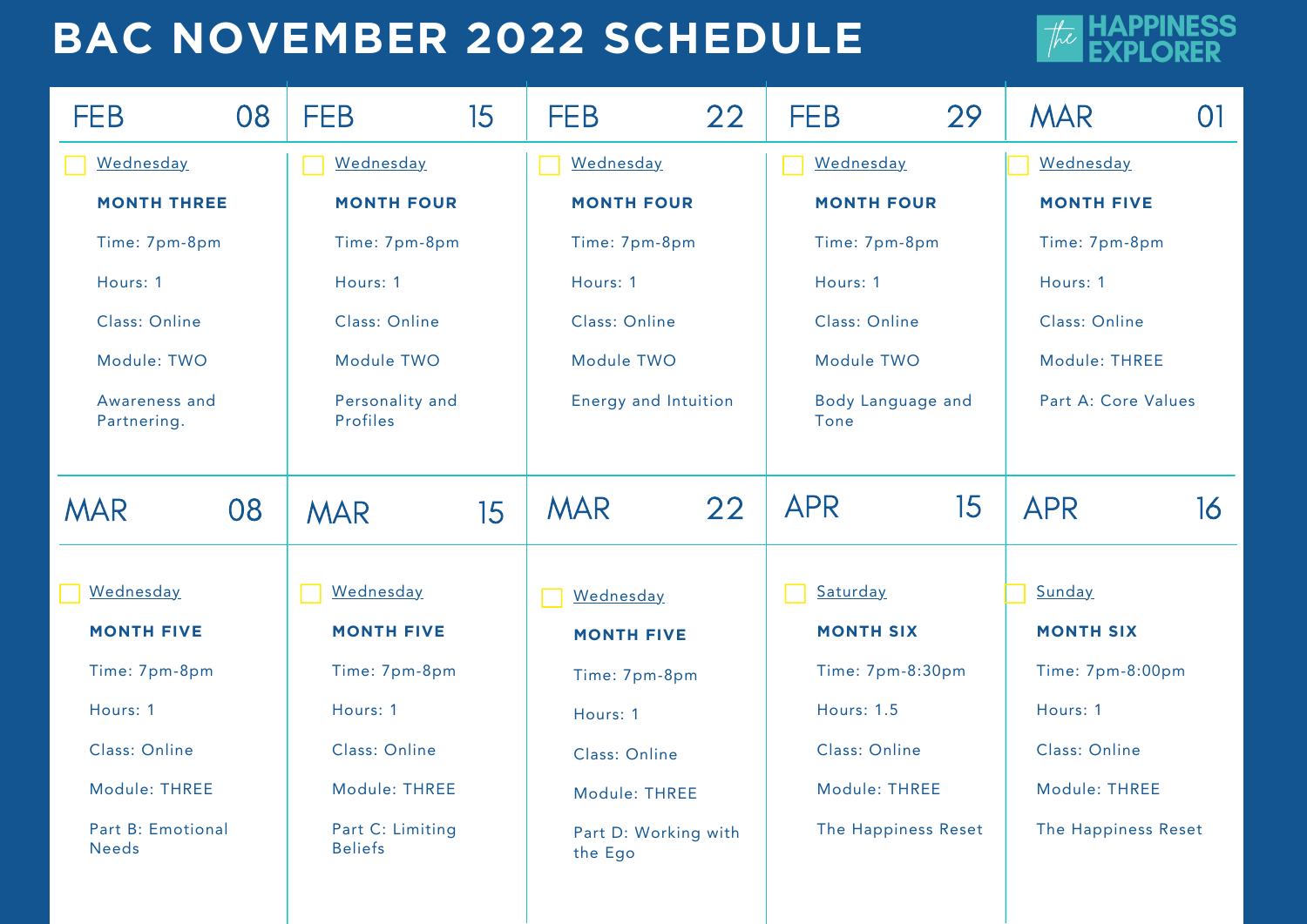# BAC NOVEMBER 2022 SCHEDULE

THE HAPPINESS EXPLORER

| FEB 08 | FEB 15 | FEB 22 | FEB 29 | MAR 01 |
|---|---|---|---|---|
| Wednesday | Wednesday | Wednesday | Wednesday | Wednesday |
| **MONTH THREE** | **MONTH FOUR** | **MONTH FOUR** | **MONTH FOUR** | **MONTH FIVE** |
| Time: 7pm-8pm | Time: 7pm-8pm | Time: 7pm-8pm | Time: 7pm-8pm | Time: 7pm-8pm |
| Hours: 1 | Hours: 1 | Hours: 1 | Hours: 1 | Hours: 1 |
| Class: Online | Class: Online | Class: Online | Class: Online | Class: Online |
| Module: TWO | Module TWO | Module TWO | Module TWO | Module: THREE |
| Awareness and Partnering. | Personality and Profiles | Energy and Intuition | Body Language and Tone | Part A: Core Values |

| MAR 08 | MAR 15 | MAR 22 | APR 15 | APR 16 |
|---|---|---|---|---|
| Wednesday | Wednesday | Wednesday | Saturday | Sunday |
| **MONTH FIVE** | **MONTH FIVE** | **MONTH FIVE** | **MONTH SIX** | **MONTH SIX** |
| Time: 7pm-8pm | Time: 7pm-8pm | Time: 7pm-8pm | Time: 7pm-8:30pm | Time: 7pm-8:00pm |
| Hours: 1 | Hours: 1 | Hours: 1 | Hours: 1.5 | Hours: 1 |
| Class: Online | Class: Online | Class: Online | Class: Online | Class: Online |
| Module: THREE | Module: THREE | Module: THREE | Module: THREE | Module: THREE |
| Part B: Emotional Needs | Part C: Limiting Beliefs | Part D: Working with the Ego | The Happiness Reset | The Happiness Reset |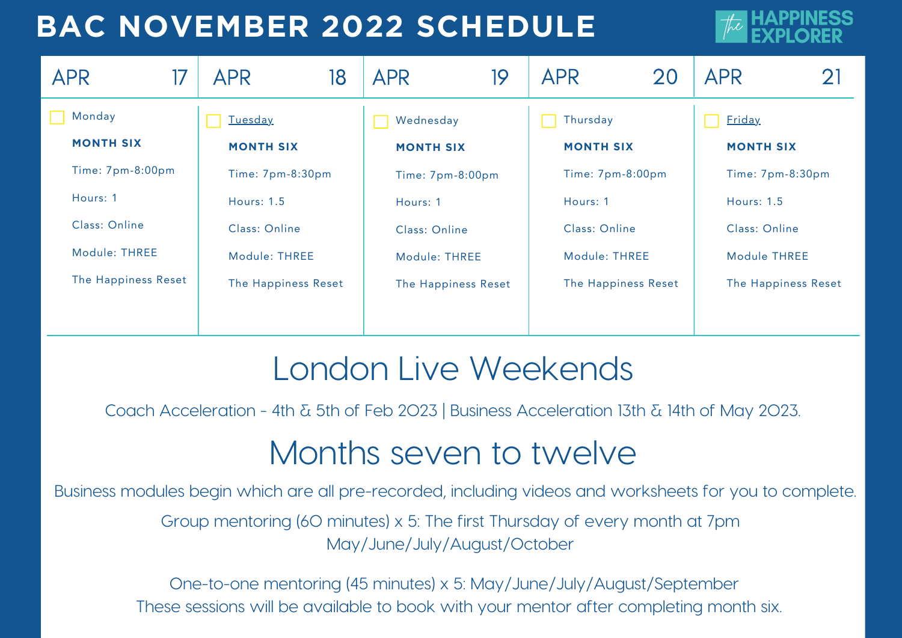# BAC NOVEMBER 2022 SCHEDULE

THE HAPPINESS EXPLORER

| APR 17 | APR 18 | APR 19 | APR 20 | APR 21 |
| --- | --- | --- | --- | --- |
| Monday | Tuesday | Wednesday | Thursday | Friday |
| **MONTH SIX** | **MONTH SIX** | **MONTH SIX** | **MONTH SIX** | **MONTH SIX** |
| Time: 7pm-8:00pm | Time: 7pm-8:30pm | Time: 7pm-8:00pm | Time: 7pm-8:00pm | Time: 7pm-8:30pm |
| Hours: 1 | Hours: 1.5 | Hours: 1 | Hours: 1 | Hours: 1.5 |
| Class: Online | Class: Online | Class: Online | Class: Online | Class: Online |
| Module: THREE | Module: THREE | Module: THREE | Module: THREE | Module THREE |
| The Happiness Reset | The Happiness Reset | The Happiness Reset | The Happiness Reset | The Happiness Reset |

## London Live Weekends

Coach Acceleration - 4th & 5th of Feb 2023 | Business Acceleration 13th & 14th of May 2023.

## Months seven to twelve

Business modules begin which are all pre-recorded, including videos and worksheets for you to complete.

Group mentoring (60 minutes) x 5: The first Thursday of every month at 7pm
May/June/July/August/October

One-to-one mentoring (45 minutes) x 5: May/June/July/August/September
These sessions will be available to book with your mentor after completing month six.